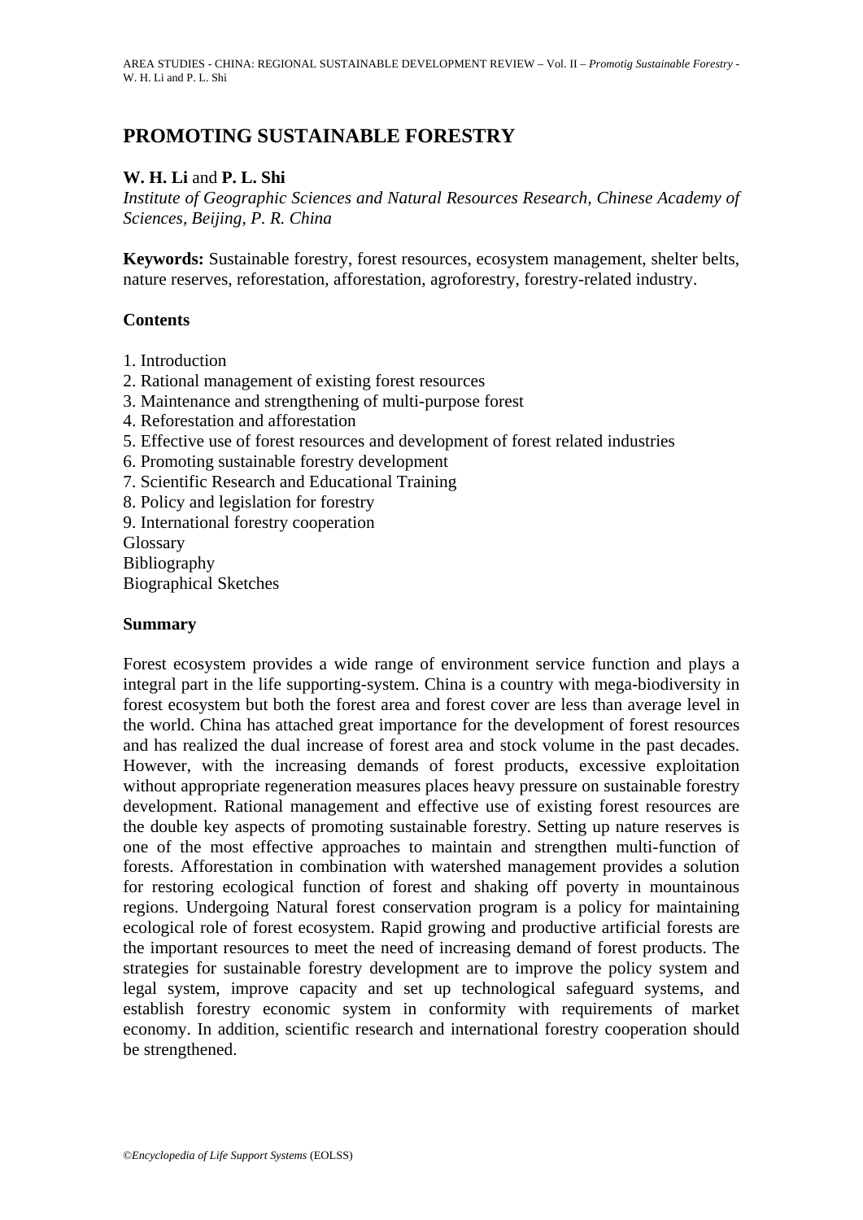# PROMOTING SUSTAINABLE FORESTRY

**W. H. Li** and **P. L. Shi**

*Institute of Geographic Sciences and Natural Resources Research, Chinese Academy of Sciences, Beijing, P. R. China*

**Keywords:** Sustainable forestry, forest resources, ecosystem management, shelter belts, nature reserves, reforestation, afforestation, agroforestry, forestry-related industry.

## Contents

1. Introduction
2. Rational management of existing forest resources
3. Maintenance and strengthening of multi-purpose forest
4. Reforestation and afforestation
5. Effective use of forest resources and development of forest related industries
6. Promoting sustainable forestry development
7. Scientific Research and Educational Training
8. Policy and legislation for forestry
9. International forestry cooperation

Glossary
Bibliography
Biographical Sketches

## Summary

Forest ecosystem provides a wide range of environment service function and plays a integral part in the life supporting-system. China is a country with mega-biodiversity in forest ecosystem but both the forest area and forest cover are less than average level in the world. China has attached great importance for the development of forest resources and has realized the dual increase of forest area and stock volume in the past decades. However, with the increasing demands of forest products, excessive exploitation without appropriate regeneration measures places heavy pressure on sustainable forestry development. Rational management and effective use of existing forest resources are the double key aspects of promoting sustainable forestry. Setting up nature reserves is one of the most effective approaches to maintain and strengthen multi-function of forests. Afforestation in combination with watershed management provides a solution for restoring ecological function of forest and shaking off poverty in mountainous regions. Undergoing Natural forest conservation program is a policy for maintaining ecological role of forest ecosystem. Rapid growing and productive artificial forests are the important resources to meet the need of increasing demand of forest products. The strategies for sustainable forestry development are to improve the policy system and legal system, improve capacity and set up technological safeguard systems, and establish forestry economic system in conformity with requirements of market economy. In addition, scientific research and international forestry cooperation should be strengthened.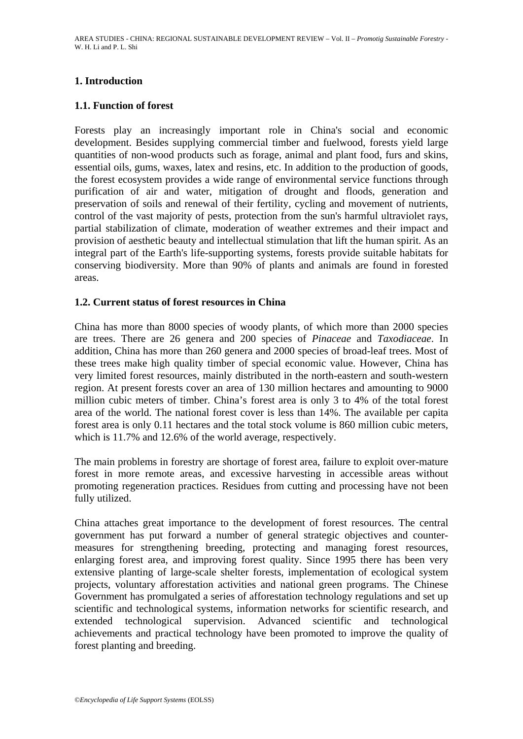## 1. Introduction

### 1.1. Function of forest

Forests play an increasingly important role in China's social and economic development. Besides supplying commercial timber and fuelwood, forests yield large quantities of non-wood products such as forage, animal and plant food, furs and skins, essential oils, gums, waxes, latex and resins, etc. In addition to the production of goods, the forest ecosystem provides a wide range of environmental service functions through purification of air and water, mitigation of drought and floods, generation and preservation of soils and renewal of their fertility, cycling and movement of nutrients, control of the vast majority of pests, protection from the sun's harmful ultraviolet rays, partial stabilization of climate, moderation of weather extremes and their impact and provision of aesthetic beauty and intellectual stimulation that lift the human spirit. As an integral part of the Earth's life-supporting systems, forests provide suitable habitats for conserving biodiversity. More than 90% of plants and animals are found in forested areas.

### 1.2. Current status of forest resources in China

China has more than 8000 species of woody plants, of which more than 2000 species are trees. There are 26 genera and 200 species of *Pinaceae* and *Taxodiaceae*. In addition, China has more than 260 genera and 2000 species of broad-leaf trees. Most of these trees make high quality timber of special economic value. However, China has very limited forest resources, mainly distributed in the north-eastern and south-western region. At present forests cover an area of 130 million hectares and amounting to 9000 million cubic meters of timber. China's forest area is only 3 to 4% of the total forest area of the world. The national forest cover is less than 14%. The available per capita forest area is only 0.11 hectares and the total stock volume is 860 million cubic meters, which is 11.7% and 12.6% of the world average, respectively.

The main problems in forestry are shortage of forest area, failure to exploit over-mature forest in more remote areas, and excessive harvesting in accessible areas without promoting regeneration practices. Residues from cutting and processing have not been fully utilized.

China attaches great importance to the development of forest resources. The central government has put forward a number of general strategic objectives and counter-measures for strengthening breeding, protecting and managing forest resources, enlarging forest area, and improving forest quality. Since 1995 there has been very extensive planting of large-scale shelter forests, implementation of ecological system projects, voluntary afforestation activities and national green programs. The Chinese Government has promulgated a series of afforestation technology regulations and set up scientific and technological systems, information networks for scientific research, and extended technological supervision. Advanced scientific and technological achievements and practical technology have been promoted to improve the quality of forest planting and breeding.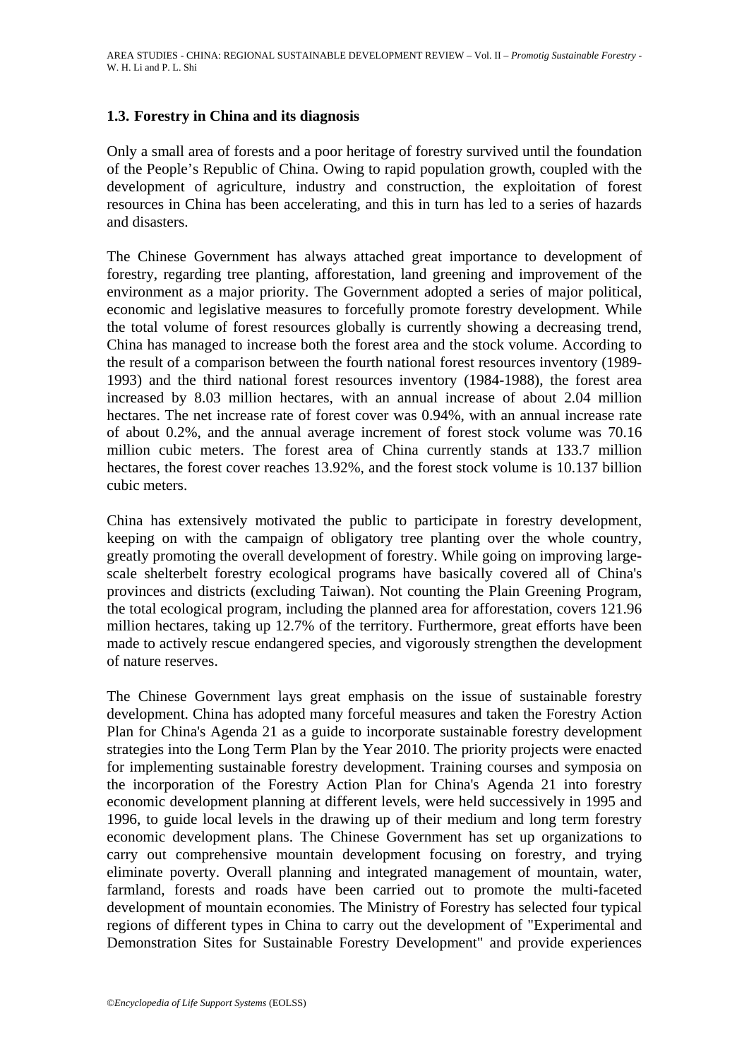### 1.3. Forestry in China and its diagnosis

Only a small area of forests and a poor heritage of forestry survived until the foundation of the People's Republic of China. Owing to rapid population growth, coupled with the development of agriculture, industry and construction, the exploitation of forest resources in China has been accelerating, and this in turn has led to a series of hazards and disasters.

The Chinese Government has always attached great importance to development of forestry, regarding tree planting, afforestation, land greening and improvement of the environment as a major priority. The Government adopted a series of major political, economic and legislative measures to forcefully promote forestry development. While the total volume of forest resources globally is currently showing a decreasing trend, China has managed to increase both the forest area and the stock volume. According to the result of a comparison between the fourth national forest resources inventory (1989-1993) and the third national forest resources inventory (1984-1988), the forest area increased by 8.03 million hectares, with an annual increase of about 2.04 million hectares. The net increase rate of forest cover was 0.94%, with an annual increase rate of about 0.2%, and the annual average increment of forest stock volume was 70.16 million cubic meters. The forest area of China currently stands at 133.7 million hectares, the forest cover reaches 13.92%, and the forest stock volume is 10.137 billion cubic meters.

China has extensively motivated the public to participate in forestry development, keeping on with the campaign of obligatory tree planting over the whole country, greatly promoting the overall development of forestry. While going on improving large-scale shelterbelt forestry ecological programs have basically covered all of China's provinces and districts (excluding Taiwan). Not counting the Plain Greening Program, the total ecological program, including the planned area for afforestation, covers 121.96 million hectares, taking up 12.7% of the territory. Furthermore, great efforts have been made to actively rescue endangered species, and vigorously strengthen the development of nature reserves.

The Chinese Government lays great emphasis on the issue of sustainable forestry development. China has adopted many forceful measures and taken the Forestry Action Plan for China's Agenda 21 as a guide to incorporate sustainable forestry development strategies into the Long Term Plan by the Year 2010. The priority projects were enacted for implementing sustainable forestry development. Training courses and symposia on the incorporation of the Forestry Action Plan for China's Agenda 21 into forestry economic development planning at different levels, were held successively in 1995 and 1996, to guide local levels in the drawing up of their medium and long term forestry economic development plans. The Chinese Government has set up organizations to carry out comprehensive mountain development focusing on forestry, and trying eliminate poverty. Overall planning and integrated management of mountain, water, farmland, forests and roads have been carried out to promote the multi-faceted development of mountain economies. The Ministry of Forestry has selected four typical regions of different types in China to carry out the development of "Experimental and Demonstration Sites for Sustainable Forestry Development" and provide experiences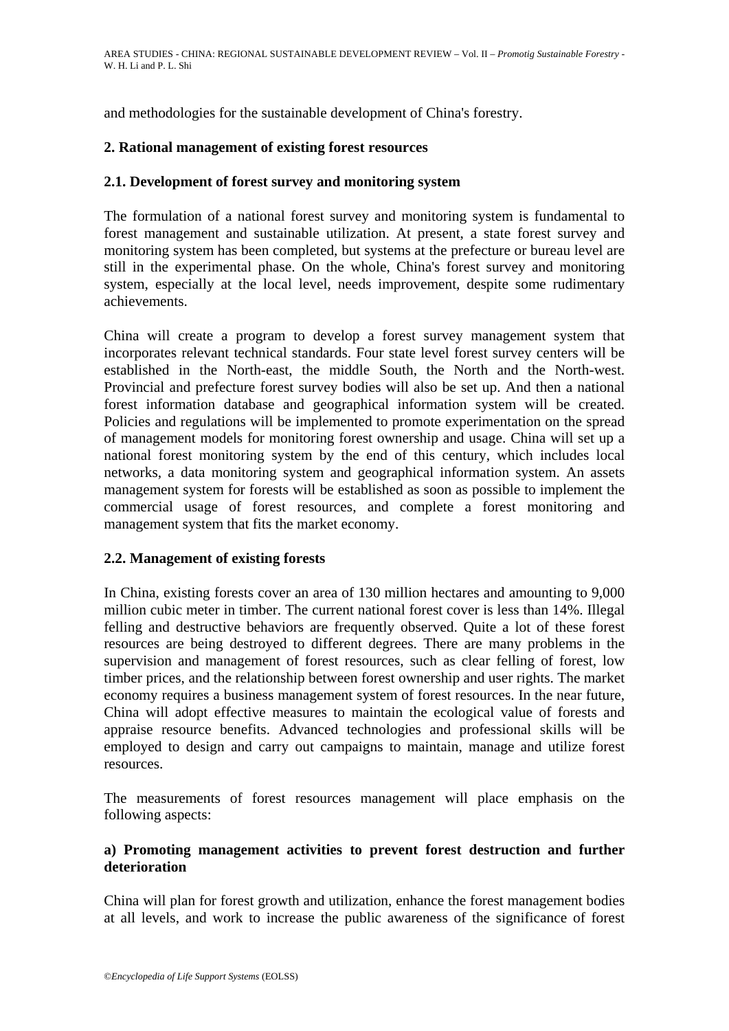and methodologies for the sustainable development of China's forestry.

## 2. Rational management of existing forest resources

### 2.1. Development of forest survey and monitoring system

The formulation of a national forest survey and monitoring system is fundamental to forest management and sustainable utilization. At present, a state forest survey and monitoring system has been completed, but systems at the prefecture or bureau level are still in the experimental phase. On the whole, China's forest survey and monitoring system, especially at the local level, needs improvement, despite some rudimentary achievements.

China will create a program to develop a forest survey management system that incorporates relevant technical standards. Four state level forest survey centers will be established in the North-east, the middle South, the North and the North-west. Provincial and prefecture forest survey bodies will also be set up. And then a national forest information database and geographical information system will be created. Policies and regulations will be implemented to promote experimentation on the spread of management models for monitoring forest ownership and usage. China will set up a national forest monitoring system by the end of this century, which includes local networks, a data monitoring system and geographical information system. An assets management system for forests will be established as soon as possible to implement the commercial usage of forest resources, and complete a forest monitoring and management system that fits the market economy.

### 2.2. Management of existing forests

In China, existing forests cover an area of 130 million hectares and amounting to 9,000 million cubic meter in timber. The current national forest cover is less than 14%. Illegal felling and destructive behaviors are frequently observed. Quite a lot of these forest resources are being destroyed to different degrees. There are many problems in the supervision and management of forest resources, such as clear felling of forest, low timber prices, and the relationship between forest ownership and user rights. The market economy requires a business management system of forest resources. In the near future, China will adopt effective measures to maintain the ecological value of forests and appraise resource benefits. Advanced technologies and professional skills will be employed to design and carry out campaigns to maintain, manage and utilize forest resources.

The measurements of forest resources management will place emphasis on the following aspects:

#### a) Promoting management activities to prevent forest destruction and further deterioration

China will plan for forest growth and utilization, enhance the forest management bodies at all levels, and work to increase the public awareness of the significance of forest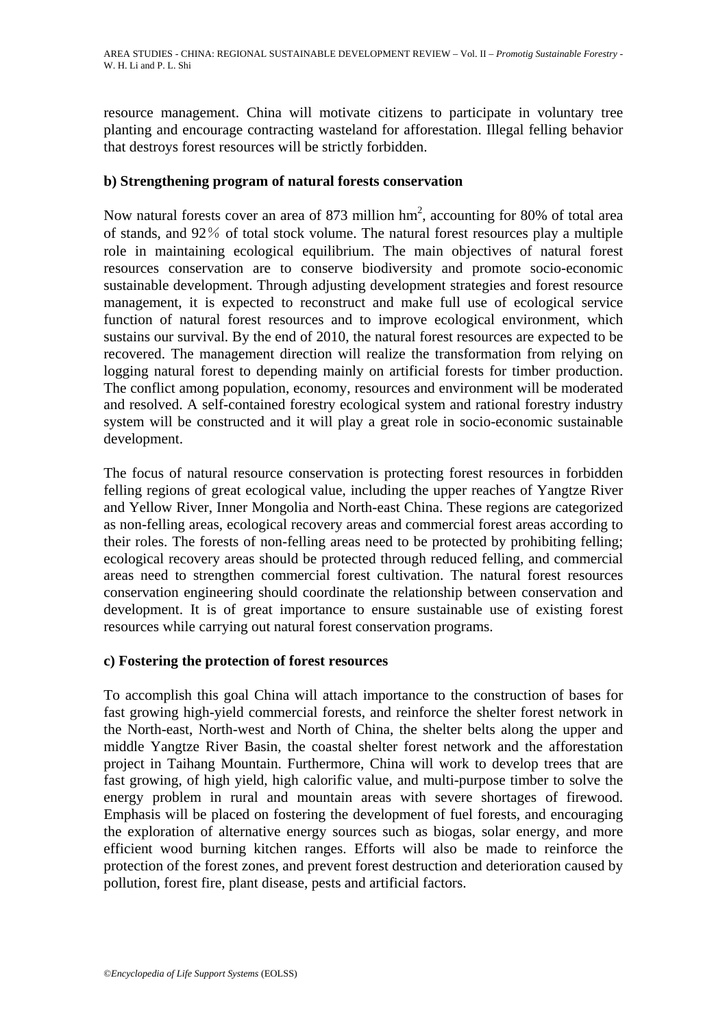resource management. China will motivate citizens to participate in voluntary tree planting and encourage contracting wasteland for afforestation. Illegal felling behavior that destroys forest resources will be strictly forbidden.

### b) Strengthening program of natural forests conservation

Now natural forests cover an area of 873 million $hm^2$, accounting for 80% of total area of stands, and 92％ of total stock volume. The natural forest resources play a multiple role in maintaining ecological equilibrium. The main objectives of natural forest resources conservation are to conserve biodiversity and promote socio-economic sustainable development. Through adjusting development strategies and forest resource management, it is expected to reconstruct and make full use of ecological service function of natural forest resources and to improve ecological environment, which sustains our survival. By the end of 2010, the natural forest resources are expected to be recovered. The management direction will realize the transformation from relying on logging natural forest to depending mainly on artificial forests for timber production. The conflict among population, economy, resources and environment will be moderated and resolved. A self-contained forestry ecological system and rational forestry industry system will be constructed and it will play a great role in socio-economic sustainable development.

The focus of natural resource conservation is protecting forest resources in forbidden felling regions of great ecological value, including the upper reaches of Yangtze River and Yellow River, Inner Mongolia and North-east China. These regions are categorized as non-felling areas, ecological recovery areas and commercial forest areas according to their roles. The forests of non-felling areas need to be protected by prohibiting felling; ecological recovery areas should be protected through reduced felling, and commercial areas need to strengthen commercial forest cultivation. The natural forest resources conservation engineering should coordinate the relationship between conservation and development. It is of great importance to ensure sustainable use of existing forest resources while carrying out natural forest conservation programs.

### c) Fostering the protection of forest resources

To accomplish this goal China will attach importance to the construction of bases for fast growing high-yield commercial forests, and reinforce the shelter forest network in the North-east, North-west and North of China, the shelter belts along the upper and middle Yangtze River Basin, the coastal shelter forest network and the afforestation project in Taihang Mountain. Furthermore, China will work to develop trees that are fast growing, of high yield, high calorific value, and multi-purpose timber to solve the energy problem in rural and mountain areas with severe shortages of firewood. Emphasis will be placed on fostering the development of fuel forests, and encouraging the exploration of alternative energy sources such as biogas, solar energy, and more efficient wood burning kitchen ranges. Efforts will also be made to reinforce the protection of the forest zones, and prevent forest destruction and deterioration caused by pollution, forest fire, plant disease, pests and artificial factors.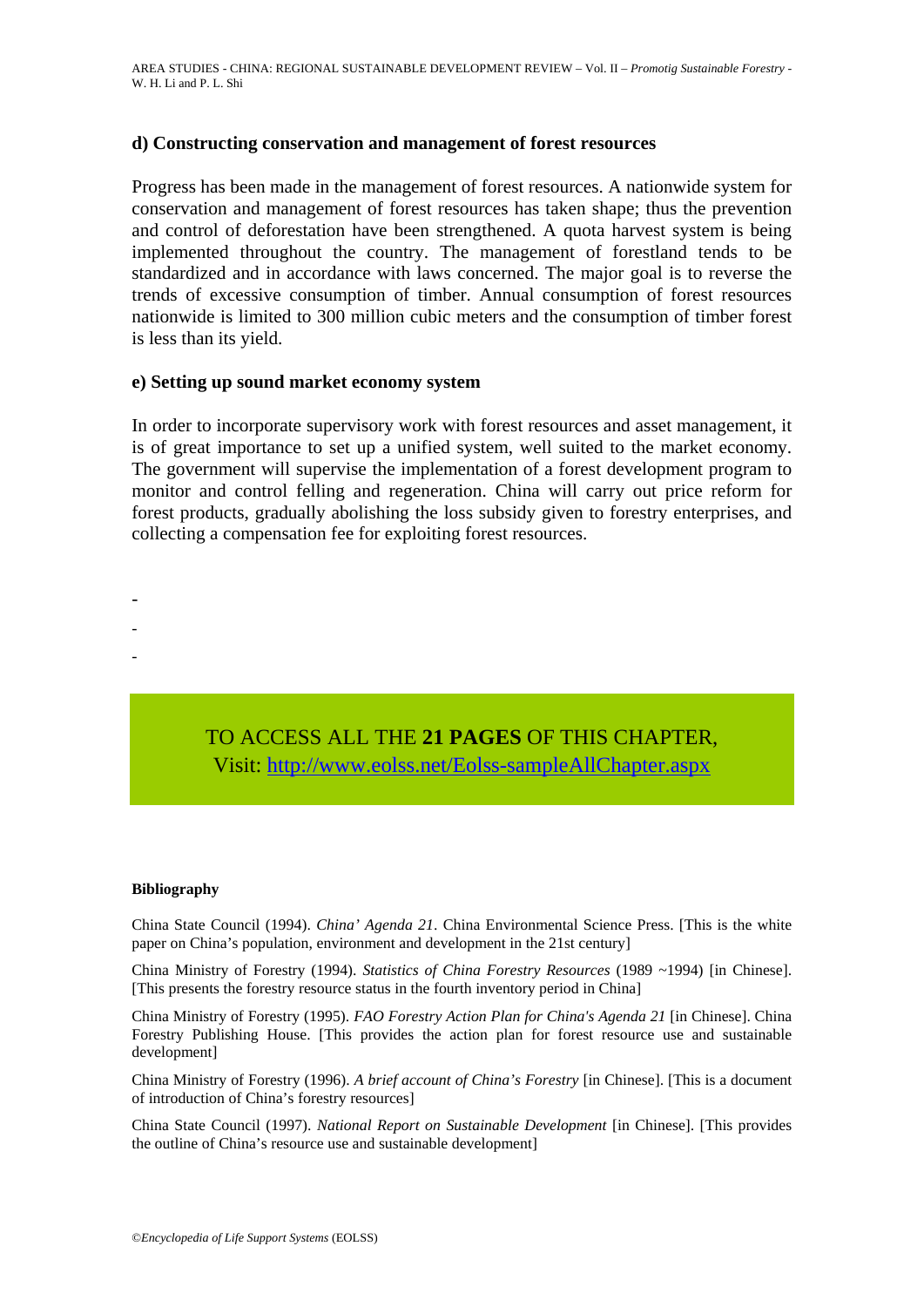### d) Constructing conservation and management of forest resources

Progress has been made in the management of forest resources. A nationwide system for conservation and management of forest resources has taken shape; thus the prevention and control of deforestation have been strengthened. A quota harvest system is being implemented throughout the country. The management of forestland tends to be standardized and in accordance with laws concerned. The major goal is to reverse the trends of excessive consumption of timber. Annual consumption of forest resources nationwide is limited to 300 million cubic meters and the consumption of timber forest is less than its yield.

### e) Setting up sound market economy system

In order to incorporate supervisory work with forest resources and asset management, it is of great importance to set up a unified system, well suited to the market economy. The government will supervise the implementation of a forest development program to monitor and control felling and regeneration. China will carry out price reform for forest products, gradually abolishing the loss subsidy given to forestry enterprises, and collecting a compensation fee for exploiting forest resources.

-
-
-

TO ACCESS ALL THE **21 PAGES** OF THIS CHAPTER,
Visit: http://www.eolss.net/Eolss-sampleAllChapter.aspx

#### Bibliography

China State Council (1994). *China' Agenda 21*. China Environmental Science Press. [This is the white paper on China's population, environment and development in the 21st century]

China Ministry of Forestry (1994). *Statistics of China Forestry Resources* (1989 ~1994) [in Chinese]. [This presents the forestry resource status in the fourth inventory period in China]

China Ministry of Forestry (1995). *FAO Forestry Action Plan for China's Agenda 21* [in Chinese]. China Forestry Publishing House. [This provides the action plan for forest resource use and sustainable development]

China Ministry of Forestry (1996). *A brief account of China's Forestry* [in Chinese]. [This is a document of introduction of China's forestry resources]

China State Council (1997). *National Report on Sustainable Development* [in Chinese]. [This provides the outline of China's resource use and sustainable development]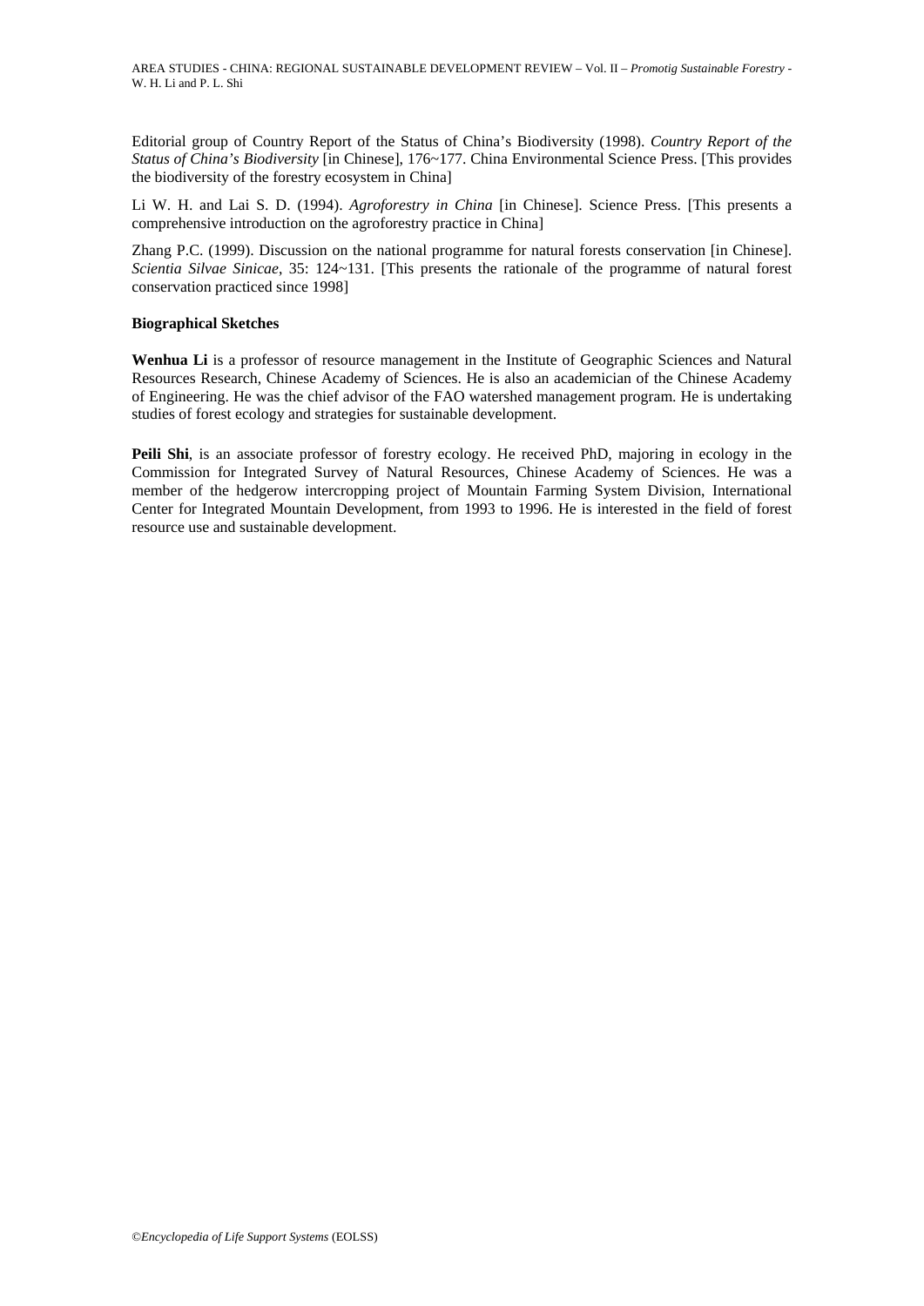Editorial group of Country Report of the Status of China's Biodiversity (1998). *Country Report of the Status of China's Biodiversity* [in Chinese], 176~177. China Environmental Science Press. [This provides the biodiversity of the forestry ecosystem in China]

Li W. H. and Lai S. D. (1994). *Agroforestry in China* [in Chinese]. Science Press. [This presents a comprehensive introduction on the agroforestry practice in China]

Zhang P.C. (1999). Discussion on the national programme for natural forests conservation [in Chinese]. *Scientia Silvae Sinicae*, 35: 124~131. [This presents the rationale of the programme of natural forest conservation practiced since 1998]

**Biographical Sketches**

**Wenhua Li** is a professor of resource management in the Institute of Geographic Sciences and Natural Resources Research, Chinese Academy of Sciences. He is also an academician of the Chinese Academy of Engineering. He was the chief advisor of the FAO watershed management program. He is undertaking studies of forest ecology and strategies for sustainable development.

**Peili Shi**, is an associate professor of forestry ecology. He received PhD, majoring in ecology in the Commission for Integrated Survey of Natural Resources, Chinese Academy of Sciences. He was a member of the hedgerow intercropping project of Mountain Farming System Division, International Center for Integrated Mountain Development, from 1993 to 1996. He is interested in the field of forest resource use and sustainable development.